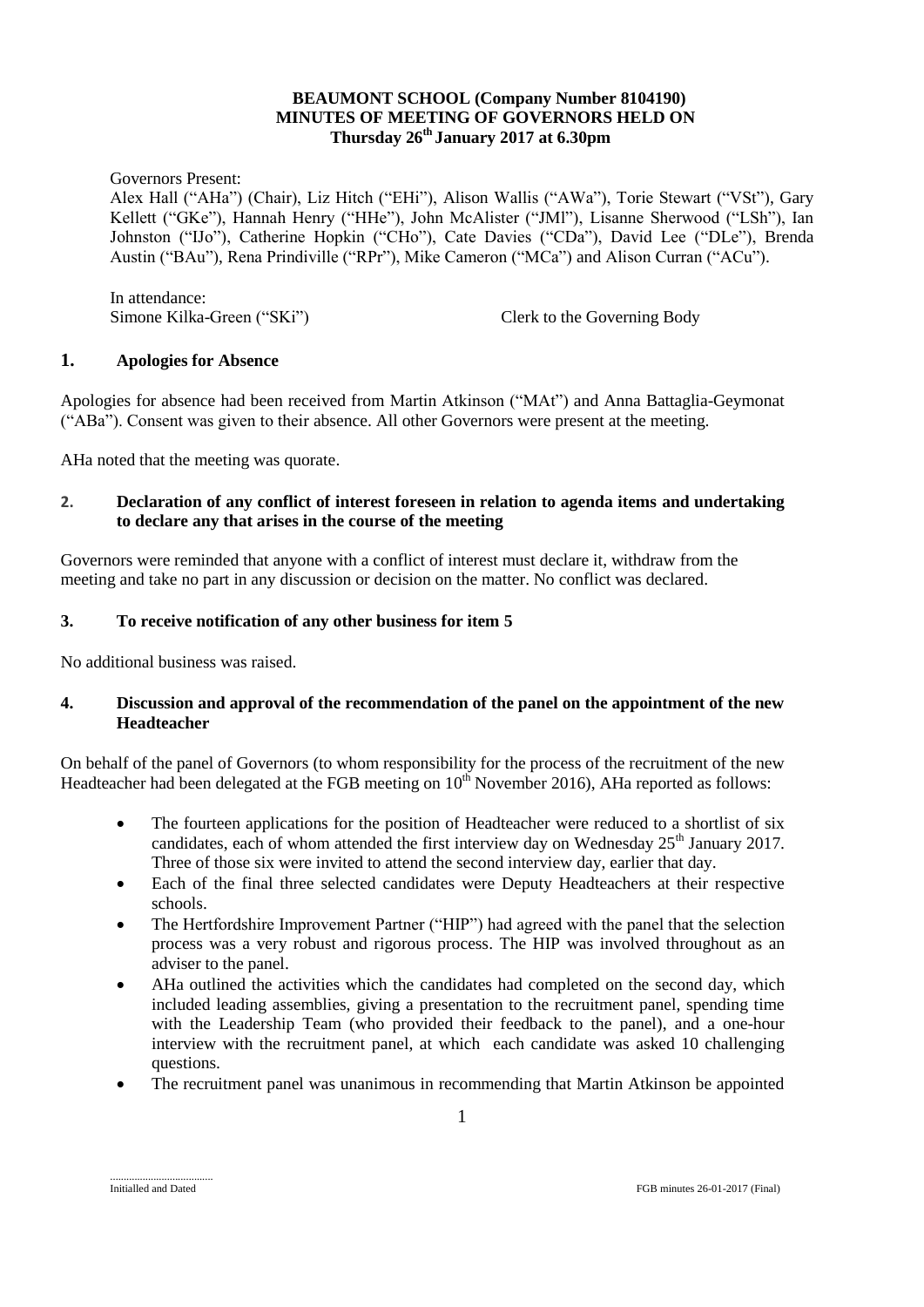**BEAUMONT SCHOOL (Company Number 8104190)**
**MINUTES OF MEETING OF GOVERNORS HELD ON**
**Thursday 26th January 2017 at 6.30pm**

Governors Present:
Alex Hall ("AHa") (Chair), Liz Hitch ("EHi"), Alison Wallis ("AWa"), Torie Stewart ("VSt"), Gary Kellett ("GKe"), Hannah Henry ("HHe"), John McAlister ("JMl"), Lisanne Sherwood ("LSh"), Ian Johnston ("IJo"), Catherine Hopkin ("CHo"), Cate Davies ("CDa"), David Lee ("DLe"), Brenda Austin ("BAu"), Rena Prindiville ("RPr"), Mike Cameron ("MCa") and Alison Curran ("ACu").

In attendance:
Simone Kilka-Green ("SKi") Clerk to the Governing Body

## 1. Apologies for Absence

Apologies for absence had been received from Martin Atkinson ("MAt") and Anna Battaglia-Geymonat ("ABa"). Consent was given to their absence. All other Governors were present at the meeting.

AHa noted that the meeting was quorate.

## 2. Declaration of any conflict of interest foreseen in relation to agenda items and undertaking to declare any that arises in the course of the meeting

Governors were reminded that anyone with a conflict of interest must declare it, withdraw from the meeting and take no part in any discussion or decision on the matter. No conflict was declared.

## 3. To receive notification of any other business for item 5

No additional business was raised.

## 4. Discussion and approval of the recommendation of the panel on the appointment of the new Headteacher

On behalf of the panel of Governors (to whom responsibility for the process of the recruitment of the new Headteacher had been delegated at the FGB meeting on 10th November 2016), AHa reported as follows:

- The fourteen applications for the position of Headteacher were reduced to a shortlist of six candidates, each of whom attended the first interview day on Wednesday 25th January 2017. Three of those six were invited to attend the second interview day, earlier that day.
- Each of the final three selected candidates were Deputy Headteachers at their respective schools.
- The Hertfordshire Improvement Partner ("HIP") had agreed with the panel that the selection process was a very robust and rigorous process. The HIP was involved throughout as an adviser to the panel.
- AHa outlined the activities which the candidates had completed on the second day, which included leading assemblies, giving a presentation to the recruitment panel, spending time with the Leadership Team (who provided their feedback to the panel), and a one-hour interview with the recruitment panel, at which each candidate was asked 10 challenging questions.
- The recruitment panel was unanimous in recommending that Martin Atkinson be appointed

.....................................
Initialled and Dated FGB minutes 26-01-2017 (Final)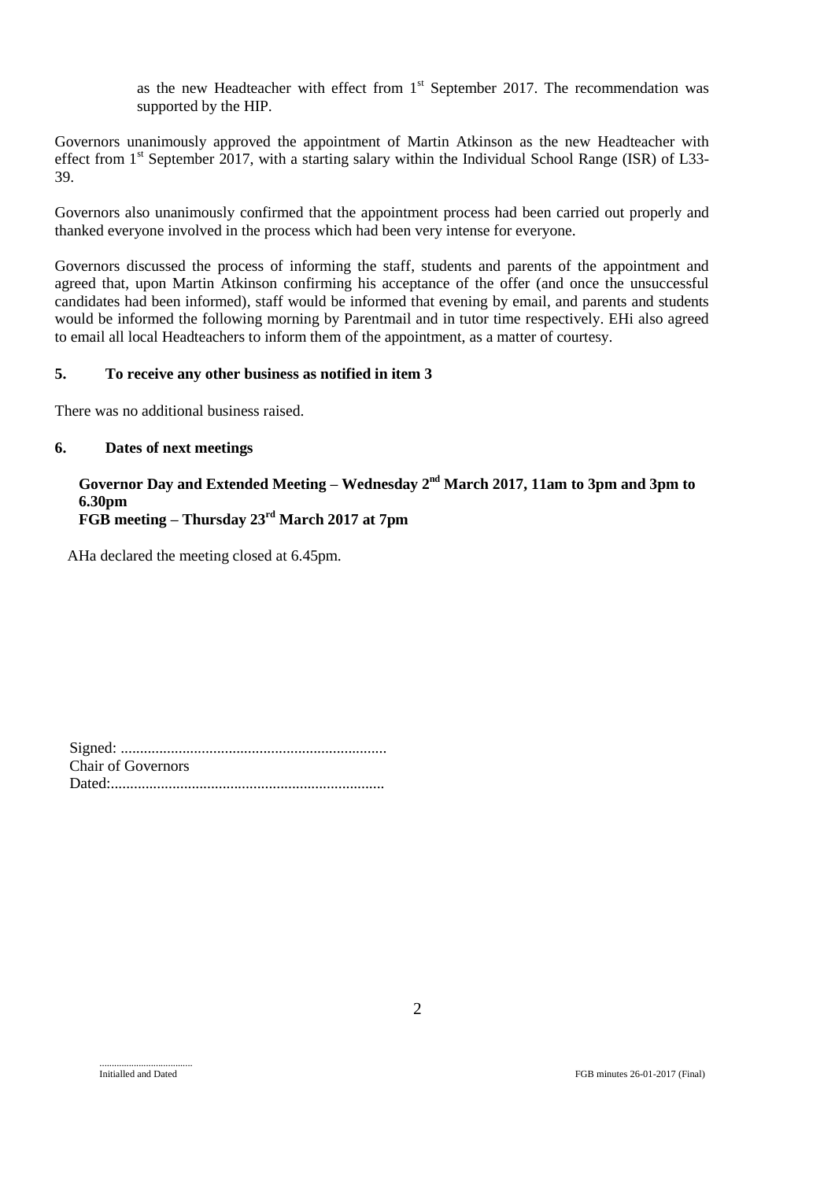as the new Headteacher with effect from 1st September 2017. The recommendation was supported by the HIP.

Governors unanimously approved the appointment of Martin Atkinson as the new Headteacher with effect from 1st September 2017, with a starting salary within the Individual School Range (ISR) of L33-39.

Governors also unanimously confirmed that the appointment process had been carried out properly and thanked everyone involved in the process which had been very intense for everyone.

Governors discussed the process of informing the staff, students and parents of the appointment and agreed that, upon Martin Atkinson confirming his acceptance of the offer (and once the unsuccessful candidates had been informed), staff would be informed that evening by email, and parents and students would be informed the following morning by Parentmail and in tutor time respectively. EHi also agreed to email all local Headteachers to inform them of the appointment, as a matter of courtesy.

### 5. To receive any other business as notified in item 3

There was no additional business raised.

### 6. Dates of next meetings

**Governor Day and Extended Meeting – Wednesday 2nd March 2017, 11am to 3pm and 3pm to 6.30pm**
**FGB meeting – Thursday 23rd March 2017 at 7pm**

AHa declared the meeting closed at 6.45pm.

Signed: ....................................................................
Chair of Governors
Dated:.......................................................................

..................................
Initialled and Dated

FGB minutes 26-01-2017 (Final)